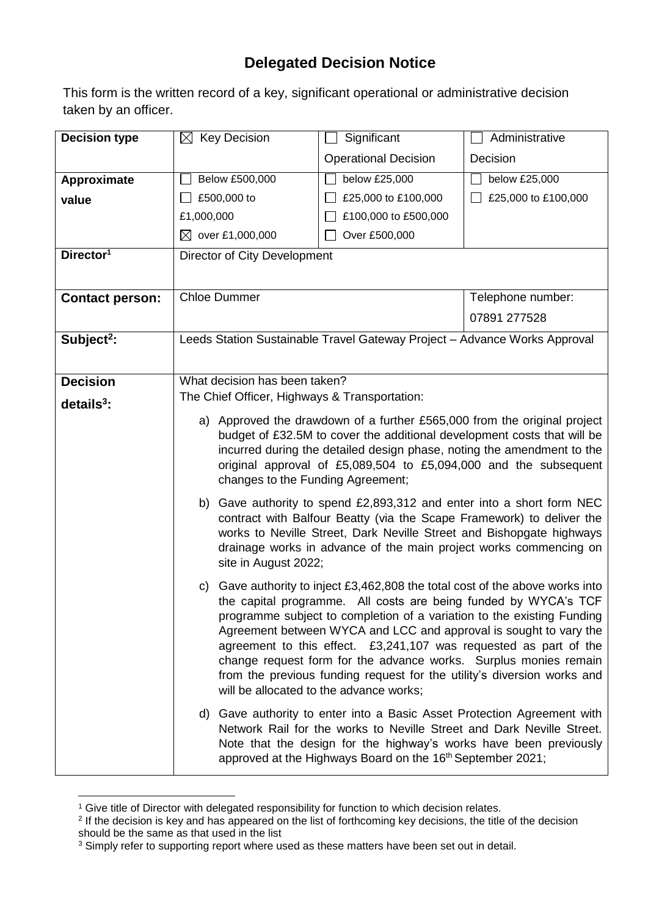# Delegated Decision Notice

This form is the written record of a key, significant operational or administrative decision taken by an officer.

| | | | |
|---|---|---|---|
| **Decision type** | ☒ Key Decision | ☐ Significant Operational Decision | ☐ Administrative Decision |
| **Approximate value** | ☐ Below £500,000<br>☐ £500,000 to £1,000,000<br>☒ over £1,000,000 | ☐ below £25,000<br>☐ £25,000 to £100,000<br>☐ £100,000 to £500,000<br>☐ Over £500,000 | ☐ below £25,000<br>☐ £25,000 to £100,000 |
| **Director**[1] | Director of City Development | | |
| **Contact person:** | Chloe Dummer | | Telephone number: 07891 277528 |
| **Subject**[2]**:** | Leeds Station Sustainable Travel Gateway Project – Advance Works Approval | | |
| **Decision details**[3]**:** | What decision has been taken?<br>The Chief Officer, Highways & Transportation:<br><br>a) Approved the drawdown of a further £565,000 from the original project budget of £32.5M to cover the additional development costs that will be incurred during the detailed design phase, noting the amendment to the original approval of £5,089,504 to £5,094,000 and the subsequent changes to the Funding Agreement;<br><br>b) Gave authority to spend £2,893,312 and enter into a short form NEC contract with Balfour Beatty (via the Scape Framework) to deliver the works to Neville Street, Dark Neville Street and Bishopgate highways drainage works in advance of the main project works commencing on site in August 2022;<br><br>c) Gave authority to inject £3,462,808 the total cost of the above works into the capital programme. All costs are being funded by WYCA's TCF programme subject to completion of a variation to the existing Funding Agreement between WYCA and LCC and approval is sought to vary the agreement to this effect. £3,241,107 was requested as part of the change request form for the advance works. Surplus monies remain from the previous funding request for the utility's diversion works and will be allocated to the advance works;<br><br>d) Gave authority to enter into a Basic Asset Protection Agreement with Network Rail for the works to Neville Street and Dark Neville Street. Note that the design for the highway's works have been previously approved at the Highways Board on the 16th September 2021; | | |

[1] Give title of Director with delegated responsibility for function to which decision relates.

[2] If the decision is key and has appeared on the list of forthcoming key decisions, the title of the decision should be the same as that used in the list

[3] Simply refer to supporting report where used as these matters have been set out in detail.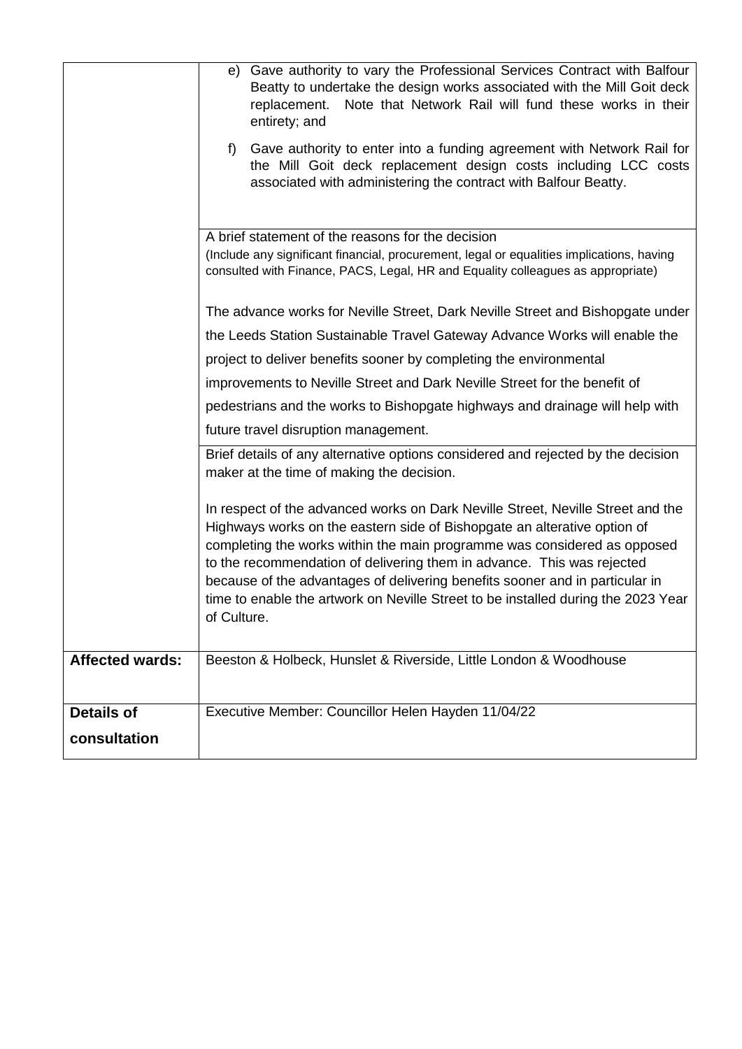| | |
|---|---|
| | e) Gave authority to vary the Professional Services Contract with Balfour Beatty to undertake the design works associated with the Mill Goit deck replacement. Note that Network Rail will fund these works in their entirety; and<br><br>f) Gave authority to enter into a funding agreement with Network Rail for the Mill Goit deck replacement design costs including LCC costs associated with administering the contract with Balfour Beatty. |
| | A brief statement of the reasons for the decision<br>(Include any significant financial, procurement, legal or equalities implications, having consulted with Finance, PACS, Legal, HR and Equality colleagues as appropriate)<br><br>The advance works for Neville Street, Dark Neville Street and Bishopgate under the Leeds Station Sustainable Travel Gateway Advance Works will enable the project to deliver benefits sooner by completing the environmental improvements to Neville Street and Dark Neville Street for the benefit of pedestrians and the works to Bishopgate highways and drainage will help with future travel disruption management. |
| | Brief details of any alternative options considered and rejected by the decision maker at the time of making the decision.<br><br>In respect of the advanced works on Dark Neville Street, Neville Street and the Highways works on the eastern side of Bishopgate an alterative option of completing the works within the main programme was considered as opposed to the recommendation of delivering them in advance. This was rejected because of the advantages of delivering benefits sooner and in particular in time to enable the artwork on Neville Street to be installed during the 2023 Year of Culture. |
| **Affected wards:** | Beeston & Holbeck, Hunslet & Riverside, Little London & Woodhouse |
| **Details of consultation** | Executive Member: Councillor Helen Hayden 11/04/22 |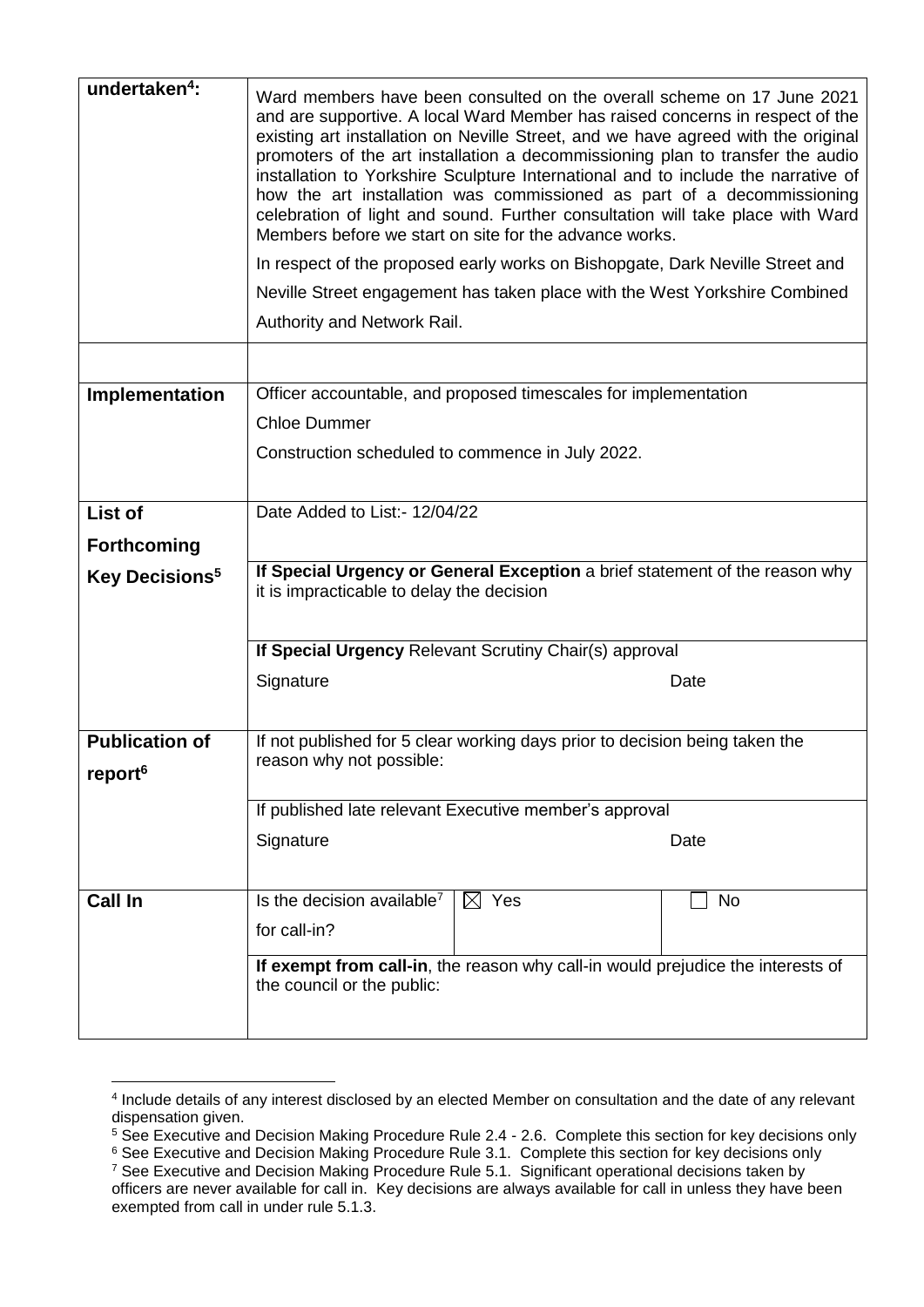| **undertaken[4]:** | Ward members have been consulted on the overall scheme on 17 June 2021 and are supportive. A local Ward Member has raised concerns in respect of the existing art installation on Neville Street, and we have agreed with the original promoters of the art installation a decommissioning plan to transfer the audio installation to Yorkshire Sculpture International and to include the narrative of how the art installation was commissioned as part of a decommissioning celebration of light and sound. Further consultation will take place with Ward Members before we start on site for the advance works.<br><br>In respect of the proposed early works on Bishopgate, Dark Neville Street and Neville Street engagement has taken place with the West Yorkshire Combined Authority and Network Rail. | | |
|---|---|---|---|
| | | | |
| **Implementation** | Officer accountable, and proposed timescales for implementation<br><br>Chloe Dummer<br><br>Construction scheduled to commence in July 2022. | | |
| **List of Forthcoming Key Decisions[5]** | Date Added to List:- 12/04/22 | | |
| | **If Special Urgency or General Exception** a brief statement of the reason why it is impracticable to delay the decision | | |
| | **If Special Urgency** Relevant Scrutiny Chair(s) approval<br><br>Signature | | Date |
| **Publication of report[6]** | If not published for 5 clear working days prior to decision being taken the reason why not possible: | | |
| | If published late relevant Executive member's approval<br><br>Signature | | Date |
| **Call In** | Is the decision available[7] for call-in? | ☒ Yes | ☐ No |
| | **If exempt from call-in**, the reason why call-in would prejudice the interests of the council or the public: | | |

[4] Include details of any interest disclosed by an elected Member on consultation and the date of any relevant dispensation given.

[5] See Executive and Decision Making Procedure Rule 2.4 - 2.6. Complete this section for key decisions only

[6] See Executive and Decision Making Procedure Rule 3.1. Complete this section for key decisions only

[7] See Executive and Decision Making Procedure Rule 5.1. Significant operational decisions taken by officers are never available for call in. Key decisions are always available for call in unless they have been exempted from call in under rule 5.1.3.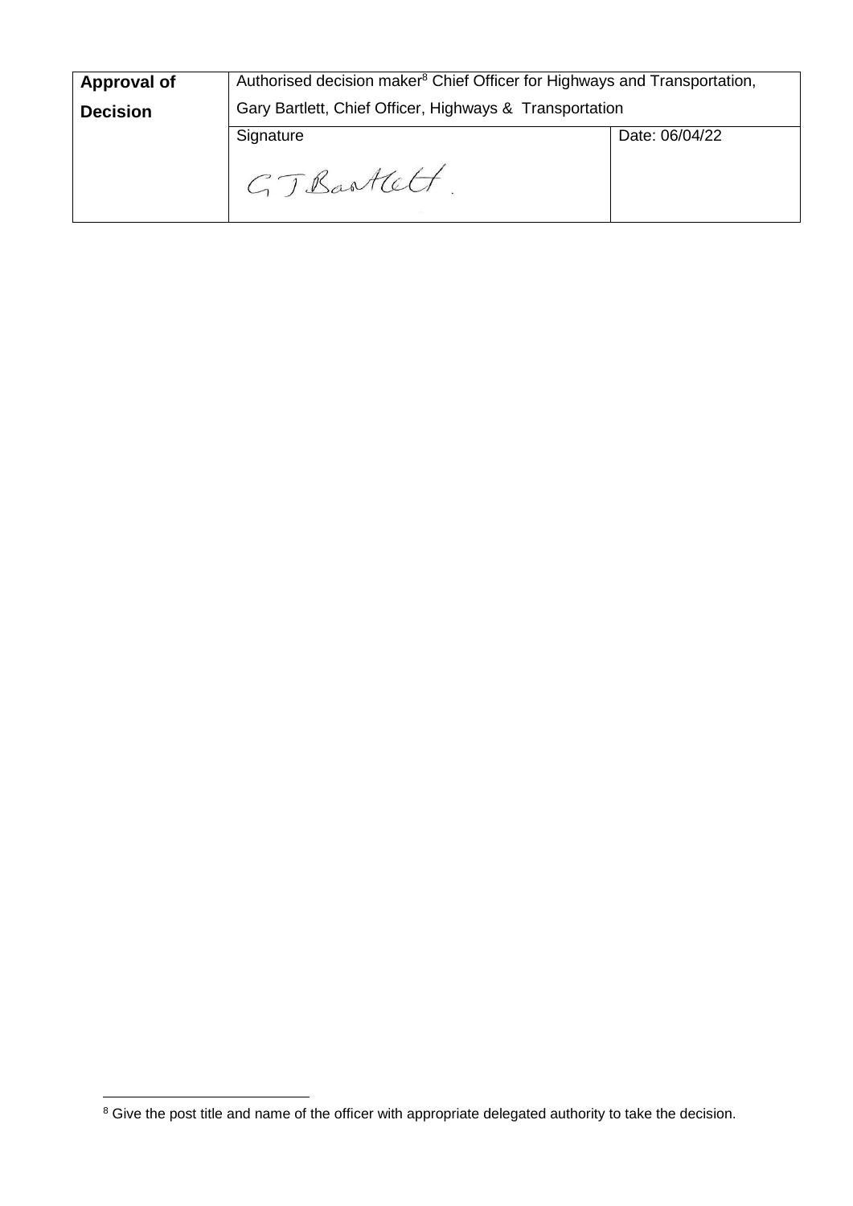| | | |
|---|---|---|
| **Approval of Decision** | Authorised decision maker[8] Chief Officer for Highways and Transportation, Gary Bartlett, Chief Officer, Highways & Transportation | |
| | Signature<br>G J Bartlett. | Date: 06/04/22 |

[8] Give the post title and name of the officer with appropriate delegated authority to take the decision.